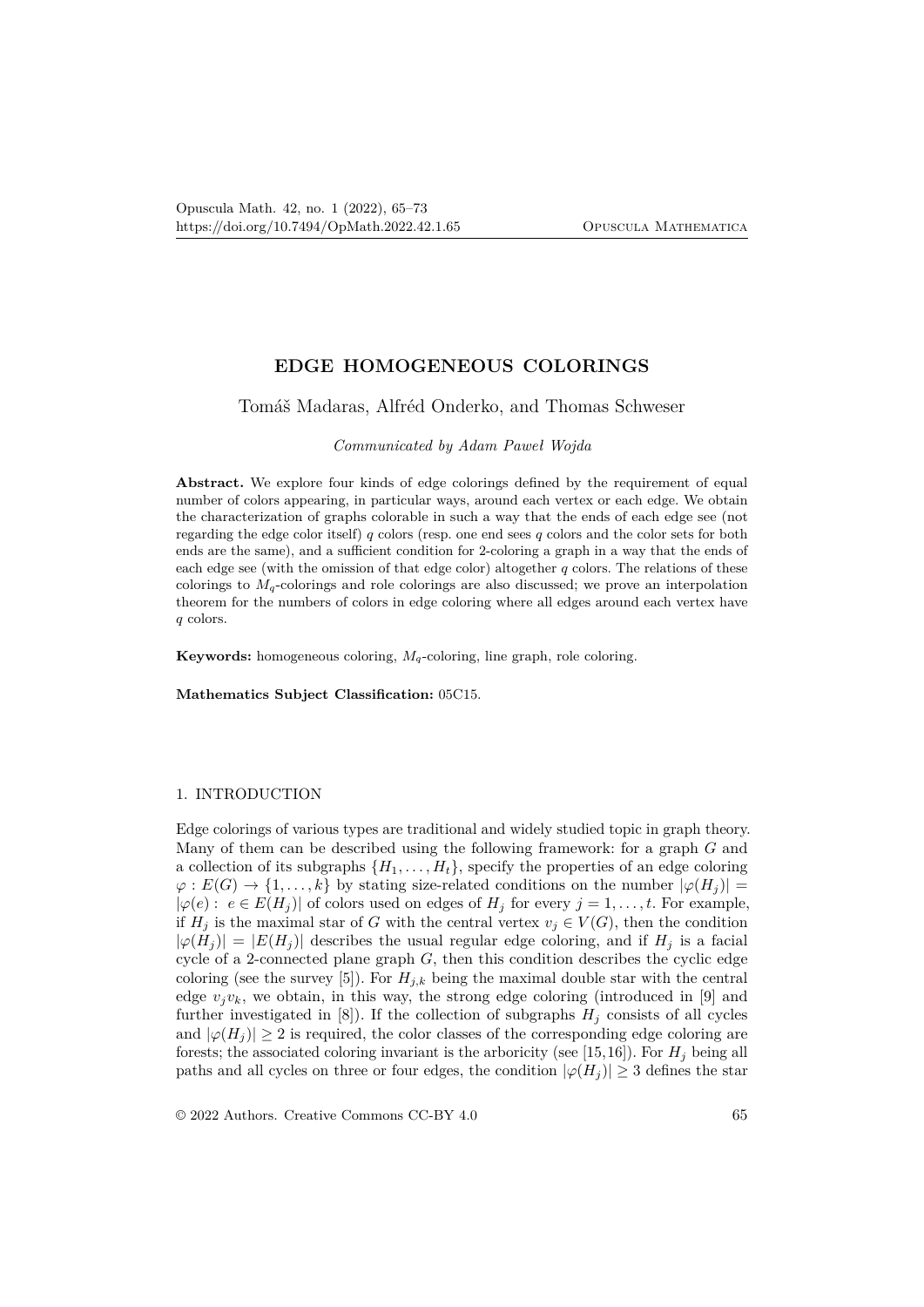# EDGE HOMOGENEOUS COLORINGS

Tomáš Madaras, Alfréd Onderko, and Thomas Schweser

*Communicated by Adam Paweł Wojda*

**Abstract.** We explore four kinds of edge colorings defined by the requirement of equal number of colors appearing, in particular ways, around each vertex or each edge. We obtain the characterization of graphs colorable in such a way that the ends of each edge see (not regarding the edge color itself) $q$ colors (resp. one end sees $q$ colors and the color sets for both ends are the same), and a sufficient condition for 2-coloring a graph in a way that the ends of each edge see (with the omission of that edge color) altogether $q$ colors. The relations of these colorings to $M_q$-colorings and role colorings are also discussed; we prove an interpolation theorem for the numbers of colors in edge coloring where all edges around each vertex have $q$ colors.

**Keywords:** homogeneous coloring, $M_q$-coloring, line graph, role coloring.

**Mathematics Subject Classification:** 05C15.

## 1. INTRODUCTION

Edge colorings of various types are traditional and widely studied topic in graph theory. Many of them can be described using the following framework: for a graph $G$ and a collection of its subgraphs $\{H_1, \ldots, H_t\}$, specify the properties of an edge coloring $\varphi : E(G) \to \{1, \ldots, k\}$ by stating size-related conditions on the number $|\varphi(H_j)| = |\varphi(e) : e \in E(H_j)|$ of colors used on edges of $H_j$ for every $j = 1, \ldots, t$. For example, if $H_j$ is the maximal star of $G$ with the central vertex $v_j \in V(G)$, then the condition $|\varphi(H_j)| = |E(H_j)|$ describes the usual regular edge coloring, and if $H_j$ is a facial cycle of a 2-connected plane graph $G$, then this condition describes the cyclic edge coloring (see the survey [5]). For $H_{j,k}$ being the maximal double star with the central edge $v_j v_k$, we obtain, in this way, the strong edge coloring (introduced in [9] and further investigated in [8]). If the collection of subgraphs $H_j$ consists of all cycles and $|\varphi(H_j)| \geq 2$ is required, the color classes of the corresponding edge coloring are forests; the associated coloring invariant is the arboricity (see [15,16]). For $H_j$ being all paths and all cycles on three or four edges, the condition $|\varphi(H_j)| \geq 3$ defines the star

© 2022 Authors. Creative Commons CC-BY 4.0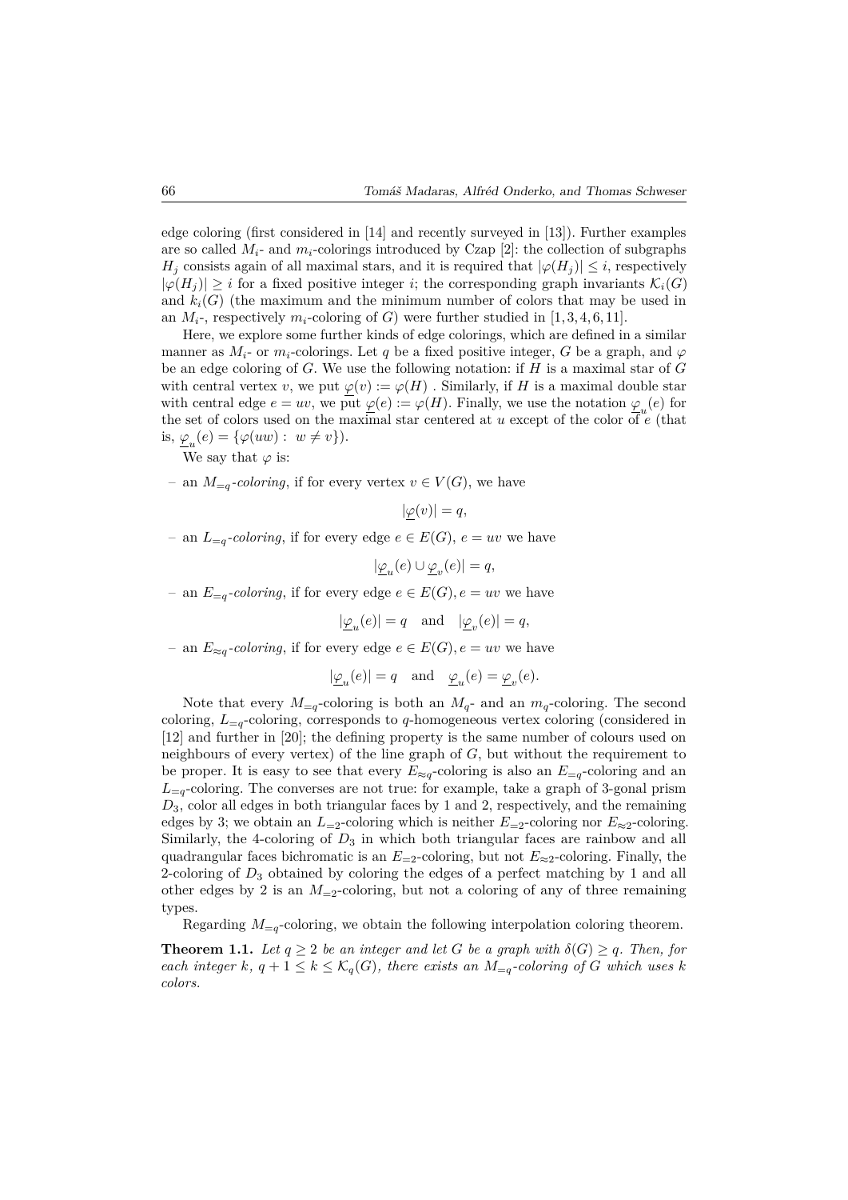edge coloring (first considered in [14] and recently surveyed in [13]). Further examples are so called $M_i$- and $m_i$-colorings introduced by Czap [2]: the collection of subgraphs $H_j$ consists again of all maximal stars, and it is required that $|\varphi(H_j)| \leq i$, respectively $|\varphi(H_j)| \geq i$ for a fixed positive integer $i$; the corresponding graph invariants $\mathcal{K}_i(G)$ and $k_i(G)$ (the maximum and the minimum number of colors that may be used in an $M_i$-, respectively $m_i$-coloring of $G$) were further studied in [1, 3, 4, 6, 11].

Here, we explore some further kinds of edge colorings, which are defined in a similar manner as $M_i$- or $m_i$-colorings. Let $q$ be a fixed positive integer, $G$ be a graph, and $\varphi$ be an edge coloring of $G$. We use the following notation: if $H$ is a maximal star of $G$ with central vertex $v$, we put $\underline{\varphi}(v) := \varphi(H)$ . Similarly, if $H$ is a maximal double star with central edge $e = uv$, we put $\underline{\varphi}(e) := \varphi(H)$. Finally, we use the notation $\underline{\varphi}_u(e)$ for the set of colors used on the maximal star centered at $u$ except of the color of $e$ (that is, $\underline{\varphi}_u(e) = \{\varphi(uw) : \ w \neq v\}$).

We say that $\varphi$ is:

– an $M_{=q}$-*coloring*, if for every vertex $v \in V(G)$, we have

$$|\underline{\varphi}(v)| = q,$$

– an $L_{=q}$-*coloring*, if for every edge $e \in E(G)$, $e = uv$ we have

$$|\underline{\varphi}_u(e) \cup \underline{\varphi}_v(e)| = q,$$

– an $E_{=q}$-*coloring*, if for every edge $e \in E(G), e = uv$ we have

$$|\underline{\varphi}_u(e)| = q \quad \text{and} \quad |\underline{\varphi}_v(e)| = q,$$

– an $E_{\approx q}$-*coloring*, if for every edge $e \in E(G), e = uv$ we have

$$|\underline{\varphi}_u(e)| = q \quad \text{and} \quad \underline{\varphi}_u(e) = \underline{\varphi}_v(e).$$

Note that every $M_{=q}$-coloring is both an $M_q$- and an $m_q$-coloring. The second coloring, $L_{=q}$-coloring, corresponds to $q$-homogeneous vertex coloring (considered in [12] and further in [20]; the defining property is the same number of colours used on neighbours of every vertex) of the line graph of $G$, but without the requirement to be proper. It is easy to see that every $E_{\approx q}$-coloring is also an $E_{=q}$-coloring and an $L_{=q}$-coloring. The converses are not true: for example, take a graph of 3-gonal prism $D_3$, color all edges in both triangular faces by 1 and 2, respectively, and the remaining edges by 3; we obtain an $L_{=2}$-coloring which is neither $E_{=2}$-coloring nor $E_{\approx 2}$-coloring. Similarly, the 4-coloring of $D_3$ in which both triangular faces are rainbow and all quadrangular faces bichromatic is an $E_{=2}$-coloring, but not $E_{\approx 2}$-coloring. Finally, the 2-coloring of $D_3$ obtained by coloring the edges of a perfect matching by 1 and all other edges by 2 is an $M_{=2}$-coloring, but not a coloring of any of three remaining types.

Regarding $M_{=q}$-coloring, we obtain the following interpolation coloring theorem.

**Theorem 1.1.** *Let $q \geq 2$ be an integer and let $G$ be a graph with $\delta(G) \geq q$. Then, for each integer $k$, $q + 1 \leq k \leq \mathcal{K}_q(G)$, there exists an $M_{=q}$-coloring of $G$ which uses $k$ colors.*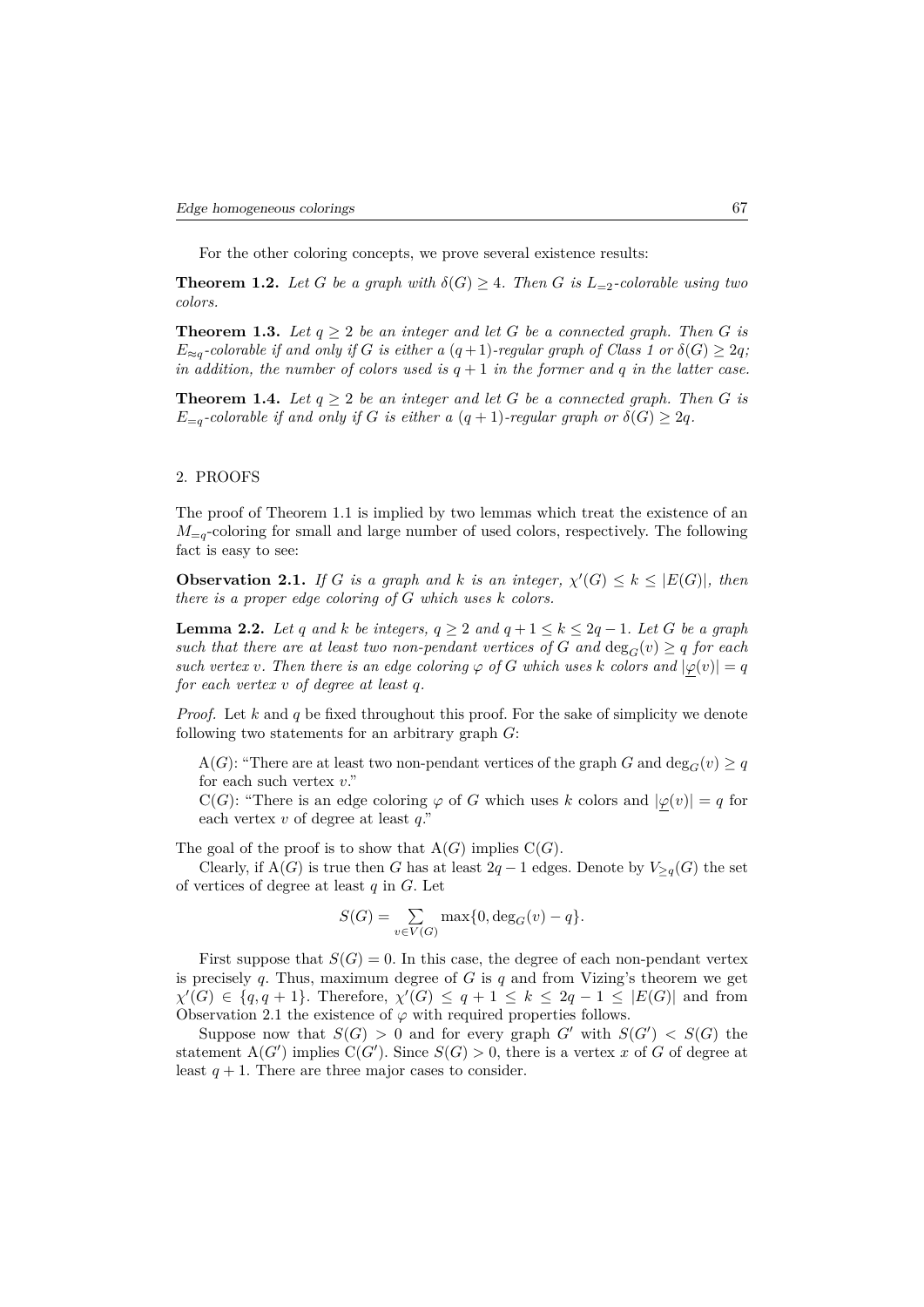For the other coloring concepts, we prove several existence results:

**Theorem 1.2.** *Let $G$ be a graph with $\delta(G) \geq 4$. Then $G$ is $L_{=2}$-colorable using two colors.*

**Theorem 1.3.** *Let $q \geq 2$ be an integer and let $G$ be a connected graph. Then $G$ is $E_{\approx q}$-colorable if and only if $G$ is either a $(q+1)$-regular graph of Class 1 or $\delta(G) \geq 2q$; in addition, the number of colors used is $q+1$ in the former and $q$ in the latter case.*

**Theorem 1.4.** *Let $q \geq 2$ be an integer and let $G$ be a connected graph. Then $G$ is $E_{=q}$-colorable if and only if $G$ is either a $(q+1)$-regular graph or $\delta(G) \geq 2q$.*

## 2. PROOFS

The proof of Theorem 1.1 is implied by two lemmas which treat the existence of an $M_{=q}$-coloring for small and large number of used colors, respectively. The following fact is easy to see:

**Observation 2.1.** *If $G$ is a graph and $k$ is an integer, $\chi'(G) \leq k \leq |E(G)|$, then there is a proper edge coloring of $G$ which uses $k$ colors.*

**Lemma 2.2.** *Let $q$ and $k$ be integers, $q \geq 2$ and $q+1 \leq k \leq 2q-1$. Let $G$ be a graph such that there are at least two non-pendant vertices of $G$ and $\deg_G(v) \geq q$ for each such vertex $v$. Then there is an edge coloring $\varphi$ of $G$ which uses $k$ colors and $|\underline{\varphi}(v)| = q$ for each vertex $v$ of degree at least $q$.*

*Proof.* Let $k$ and $q$ be fixed throughout this proof. For the sake of simplicity we denote following two statements for an arbitrary graph $G$:

A($G$): "There are at least two non-pendant vertices of the graph $G$ and $\deg_G(v) \geq q$ for each such vertex $v$."

C($G$): "There is an edge coloring $\varphi$ of $G$ which uses $k$ colors and $|\underline{\varphi}(v)| = q$ for each vertex $v$ of degree at least $q$."

The goal of the proof is to show that A($G$) implies C($G$).

Clearly, if A($G$) is true then $G$ has at least $2q-1$ edges. Denote by $V_{\geq q}(G)$ the set of vertices of degree at least $q$ in $G$. Let

$$S(G) = \sum_{v \in V(G)} \max\{0, \deg_G(v) - q\}.$$

First suppose that $S(G) = 0$. In this case, the degree of each non-pendant vertex is precisely $q$. Thus, maximum degree of $G$ is $q$ and from Vizing's theorem we get $\chi'(G) \in \{q, q+1\}$. Therefore, $\chi'(G) \leq q+1 \leq k \leq 2q-1 \leq |E(G)|$ and from Observation 2.1 the existence of $\varphi$ with required properties follows.

Suppose now that $S(G) > 0$ and for every graph $G'$ with $S(G') < S(G)$ the statement A($G'$) implies C($G'$). Since $S(G) > 0$, there is a vertex $x$ of $G$ of degree at least $q+1$. There are three major cases to consider.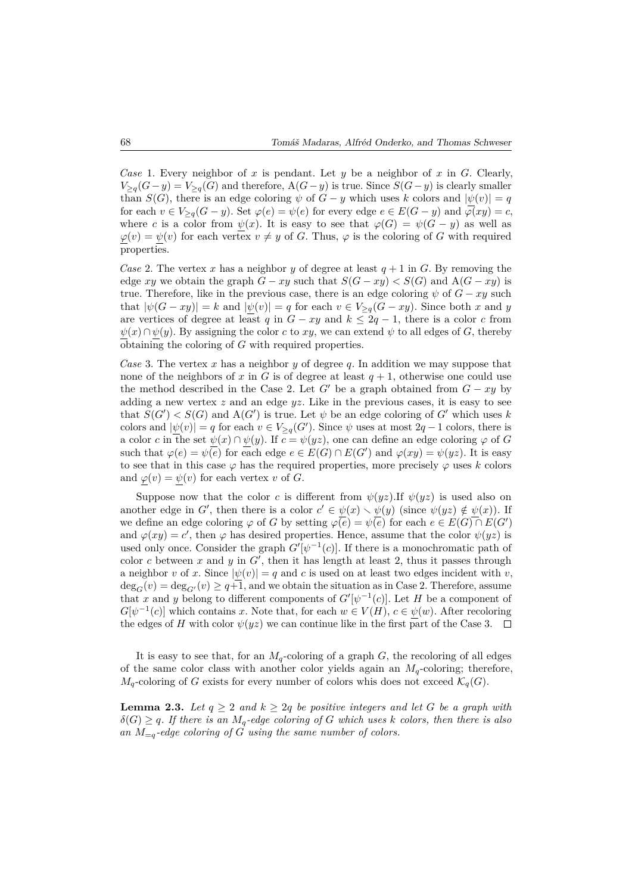*Case* 1. Every neighbor of $x$ is pendant. Let $y$ be a neighbor of $x$ in $G$. Clearly, $V_{\geq q}(G-y) = V_{\geq q}(G)$ and therefore, $\mathrm{A}(G-y)$ is true. Since $S(G-y)$ is clearly smaller than $S(G)$, there is an edge coloring $\psi$ of $G-y$ which uses $k$ colors and $|\underline{\psi}(v)| = q$ for each $v \in V_{\geq q}(G-y)$. Set $\varphi(e) = \psi(e)$ for every edge $e \in E(G-y)$ and $\varphi(xy) = c$, where $c$ is a color from $\underline{\psi}(x)$. It is easy to see that $\varphi(G) = \psi(G-y)$ as well as $\underline{\varphi}(v) = \underline{\psi}(v)$ for each vertex $v \neq y$ of $G$. Thus, $\varphi$ is the coloring of $G$ with required properties.

*Case* 2. The vertex $x$ has a neighbor $y$ of degree at least $q+1$ in $G$. By removing the edge $xy$ we obtain the graph $G - xy$ such that $S(G-xy) < S(G)$ and $\mathrm{A}(G-xy)$ is true. Therefore, like in the previous case, there is an edge coloring $\psi$ of $G - xy$ such that $|\psi(G-xy)| = k$ and $|\underline{\psi}(v)| = q$ for each $v \in V_{\geq q}(G-xy)$. Since both $x$ and $y$ are vertices of degree at least $q$ in $G - xy$ and $k \leq 2q - 1$, there is a color $c$ from $\underline{\psi}(x) \cap \underline{\psi}(y)$. By assigning the color $c$ to $xy$, we can extend $\psi$ to all edges of $G$, thereby obtaining the coloring of $G$ with required properties.

*Case* 3. The vertex $x$ has a neighbor $y$ of degree $q$. In addition we may suppose that none of the neighbors of $x$ in $G$ is of degree at least $q+1$, otherwise one could use the method described in the Case 2. Let $G'$ be a graph obtained from $G - xy$ by adding a new vertex $z$ and an edge $yz$. Like in the previous cases, it is easy to see that $S(G') < S(G)$ and $\mathrm{A}(G')$ is true. Let $\psi$ be an edge coloring of $G'$ which uses $k$ colors and $|\underline{\psi}(v)| = q$ for each $v \in V_{\geq q}(G')$. Since $\psi$ uses at most $2q-1$ colors, there is a color $c$ in the set $\underline{\psi}(x) \cap \underline{\psi}(y)$. If $c = \psi(yz)$, one can define an edge coloring $\varphi$ of $G$ such that $\varphi(e) = \psi(e)$ for each edge $e \in E(G) \cap E(G')$ and $\varphi(xy) = \psi(yz)$. It is easy to see that in this case $\varphi$ has the required properties, more precisely $\varphi$ uses $k$ colors and $\underline{\varphi}(v) = \underline{\psi}(v)$ for each vertex $v$ of $G$.

Suppose now that the color $c$ is different from $\psi(yz)$.If $\psi(yz)$ is used also on another edge in $G'$, then there is a color $c' \in \underline{\psi}(x) \setminus \underline{\psi}(y)$ (since $\psi(yz) \notin \underline{\psi}(x)$). If we define an edge coloring $\varphi$ of $G$ by setting $\varphi(e) = \psi(e)$ for each $e \in E(G) \cap E(G')$ and $\varphi(xy) = c'$, then $\varphi$ has desired properties. Hence, assume that the color $\psi(yz)$ is used only once. Consider the graph $G'[\psi^{-1}(c)]$. If there is a monochromatic path of color $c$ between $x$ and $y$ in $G'$, then it has length at least 2, thus it passes through a neighbor $v$ of $x$. Since $|\underline{\psi}(v)| = q$ and $c$ is used on at least two edges incident with $v$, $\deg_G(v) = \deg_{G'}(v) \geq q+1$, and we obtain the situation as in Case 2. Therefore, assume that $x$ and $y$ belong to different components of $G'[\psi^{-1}(c)]$. Let $H$ be a component of $G[\psi^{-1}(c)]$ which contains $x$. Note that, for each $w \in V(H)$, $c \in \underline{\psi}(w)$. After recoloring the edges of $H$ with color $\psi(yz)$ we can continue like in the first part of the Case 3. $\square$

It is easy to see that, for an $M_q$-coloring of a graph $G$, the recoloring of all edges of the same color class with another color yields again an $M_q$-coloring; therefore, $M_q$-coloring of $G$ exists for every number of colors whis does not exceed $\mathcal{K}_q(G)$.

**Lemma 2.3.** *Let $q \geq 2$ and $k \geq 2q$ be positive integers and let $G$ be a graph with $\delta(G) \geq q$. If there is an $M_q$-edge coloring of $G$ which uses $k$ colors, then there is also an $M_{=q}$-edge coloring of $G$ using the same number of colors.*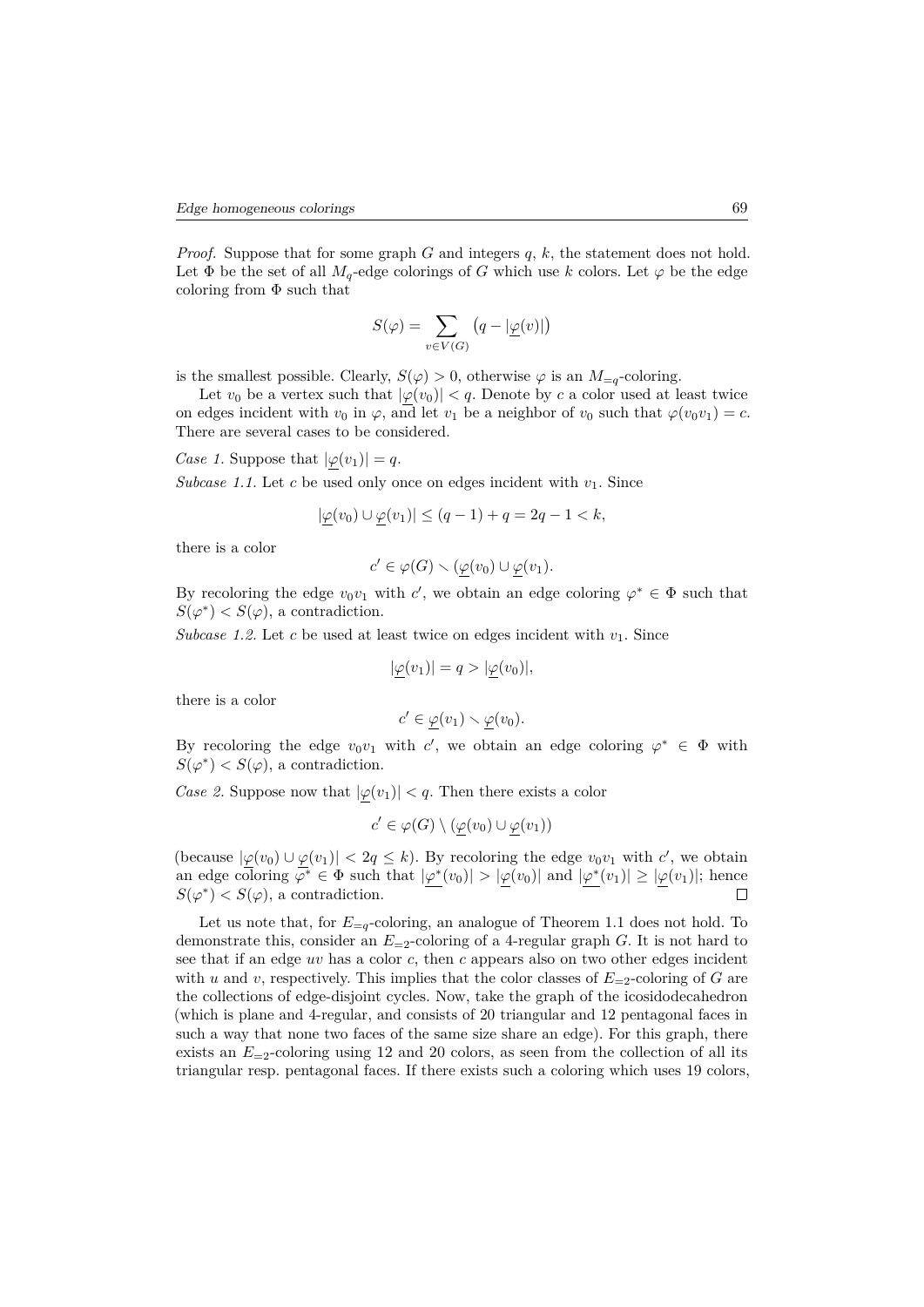*Proof.* Suppose that for some graph $G$ and integers $q$, $k$, the statement does not hold. Let $\Phi$ be the set of all $M_q$-edge colorings of $G$ which use $k$ colors. Let $\varphi$ be the edge coloring from $\Phi$ such that

$$S(\varphi) = \sum_{v \in V(G)} \big(q - |\underline{\varphi}(v)|\big)$$

is the smallest possible. Clearly, $S(\varphi) > 0$, otherwise $\varphi$ is an $M_{=q}$-coloring.

Let $v_0$ be a vertex such that $|\underline{\varphi}(v_0)| < q$. Denote by $c$ a color used at least twice on edges incident with $v_0$ in $\varphi$, and let $v_1$ be a neighbor of $v_0$ such that $\varphi(v_0v_1) = c$. There are several cases to be considered.

*Case 1.* Suppose that $|\underline{\varphi}(v_1)| = q$.

*Subcase 1.1.* Let $c$ be used only once on edges incident with $v_1$. Since

$$|\underline{\varphi}(v_0) \cup \underline{\varphi}(v_1)| \leq (q-1) + q = 2q - 1 < k,$$

there is a color

$$c' \in \varphi(G) \smallsetminus (\underline{\varphi}(v_0) \cup \underline{\varphi}(v_1)).$$

By recoloring the edge $v_0v_1$ with $c'$, we obtain an edge coloring $\varphi^* \in \Phi$ such that $S(\varphi^*) < S(\varphi)$, a contradiction.

*Subcase 1.2.* Let $c$ be used at least twice on edges incident with $v_1$. Since

$$|\underline{\varphi}(v_1)| = q > |\underline{\varphi}(v_0)|,$$

there is a color

$$c' \in \underline{\varphi}(v_1) \smallsetminus \underline{\varphi}(v_0).$$

By recoloring the edge $v_0v_1$ with $c'$, we obtain an edge coloring $\varphi^* \in \Phi$ with $S(\varphi^*) < S(\varphi)$, a contradiction.

*Case 2.* Suppose now that $|\underline{\varphi}(v_1)| < q$. Then there exists a color

$$c' \in \varphi(G) \setminus (\underline{\varphi}(v_0) \cup \underline{\varphi}(v_1))$$

(because $|\underline{\varphi}(v_0) \cup \underline{\varphi}(v_1)| < 2q \leq k$). By recoloring the edge $v_0v_1$ with $c'$, we obtain an edge coloring $\varphi^* \in \Phi$ such that $|\underline{\varphi^*}(v_0)| > |\underline{\varphi}(v_0)|$ and $|\underline{\varphi^*}(v_1)| \geq |\underline{\varphi}(v_1)|$; hence $S(\varphi^*) < S(\varphi)$, a contradiction. $\square$

Let us note that, for $E_{=q}$-coloring, an analogue of Theorem 1.1 does not hold. To demonstrate this, consider an $E_{=2}$-coloring of a 4-regular graph $G$. It is not hard to see that if an edge $uv$ has a color $c$, then $c$ appears also on two other edges incident with $u$ and $v$, respectively. This implies that the color classes of $E_{=2}$-coloring of $G$ are the collections of edge-disjoint cycles. Now, take the graph of the icosidodecahedron (which is plane and 4-regular, and consists of 20 triangular and 12 pentagonal faces in such a way that none two faces of the same size share an edge). For this graph, there exists an $E_{=2}$-coloring using 12 and 20 colors, as seen from the collection of all its triangular resp. pentagonal faces. If there exists such a coloring which uses 19 colors,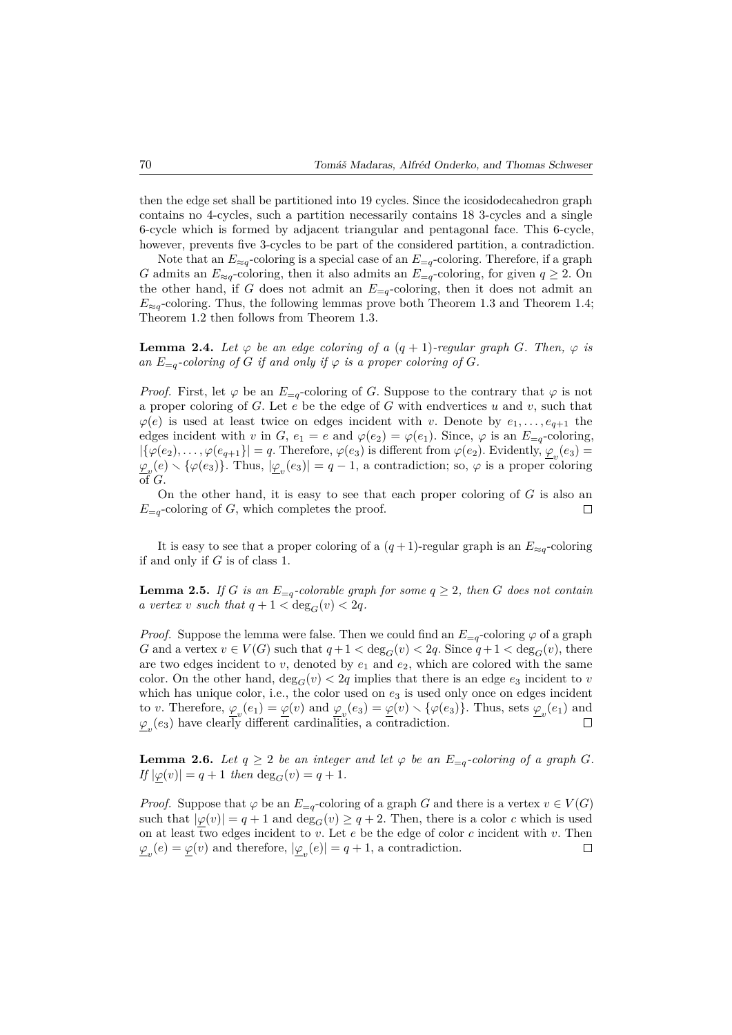then the edge set shall be partitioned into 19 cycles. Since the icosidodecahedron graph contains no 4-cycles, such a partition necessarily contains 18 3-cycles and a single 6-cycle which is formed by adjacent triangular and pentagonal face. This 6-cycle, however, prevents five 3-cycles to be part of the considered partition, a contradiction.

Note that an $E_{\approx q}$-coloring is a special case of an $E_{=q}$-coloring. Therefore, if a graph $G$ admits an $E_{\approx q}$-coloring, then it also admits an $E_{=q}$-coloring, for given $q \geq 2$. On the other hand, if $G$ does not admit an $E_{=q}$-coloring, then it does not admit an $E_{\approx q}$-coloring. Thus, the following lemmas prove both Theorem 1.3 and Theorem 1.4; Theorem 1.2 then follows from Theorem 1.3.

**Lemma 2.4.** *Let $\varphi$ be an edge coloring of a $(q+1)$-regular graph $G$. Then, $\varphi$ is an $E_{=q}$-coloring of $G$ if and only if $\varphi$ is a proper coloring of $G$.*

*Proof.* First, let $\varphi$ be an $E_{=q}$-coloring of $G$. Suppose to the contrary that $\varphi$ is not a proper coloring of $G$. Let $e$ be the edge of $G$ with endvertices $u$ and $v$, such that $\varphi(e)$ is used at least twice on edges incident with $v$. Denote by $e_1, \ldots, e_{q+1}$ the edges incident with $v$ in $G$, $e_1 = e$ and $\varphi(e_2) = \varphi(e_1)$. Since, $\varphi$ is an $E_{=q}$-coloring, $|\{\varphi(e_2), \ldots, \varphi(e_{q+1}\}| = q$. Therefore, $\varphi(e_3)$ is different from $\varphi(e_2)$. Evidently, $\underline{\varphi}_v(e_3) = \underline{\varphi}_v(e) \smallsetminus \{\varphi(e_3)\}$. Thus, $|\underline{\varphi}_v(e_3)| = q-1$, a contradiction; so, $\varphi$ is a proper coloring of $G$.

On the other hand, it is easy to see that each proper coloring of $G$ is also an $E_{=q}$-coloring of $G$, which completes the proof. $\square$

It is easy to see that a proper coloring of a $(q+1)$-regular graph is an $E_{\approx q}$-coloring if and only if $G$ is of class 1.

**Lemma 2.5.** *If $G$ is an $E_{=q}$-colorable graph for some $q \geq 2$, then $G$ does not contain a vertex $v$ such that $q+1 < \deg_G(v) < 2q$.*

*Proof.* Suppose the lemma were false. Then we could find an $E_{=q}$-coloring $\varphi$ of a graph $G$ and a vertex $v \in V(G)$ such that $q+1 < \deg_G(v) < 2q$. Since $q+1 < \deg_G(v)$, there are two edges incident to $v$, denoted by $e_1$ and $e_2$, which are colored with the same color. On the other hand, $\deg_G(v) < 2q$ implies that there is an edge $e_3$ incident to $v$ which has unique color, i.e., the color used on $e_3$ is used only once on edges incident to $v$. Therefore, $\underline{\varphi}_v(e_1) = \underline{\varphi}(v)$ and $\underline{\varphi}_v(e_3) = \underline{\varphi}(v) \smallsetminus \{\varphi(e_3)\}$. Thus, sets $\underline{\varphi}_v(e_1)$ and $\underline{\varphi}_v(e_3)$ have clearly different cardinalities, a contradiction. $\square$

**Lemma 2.6.** *Let $q \geq 2$ be an integer and let $\varphi$ be an $E_{=q}$-coloring of a graph $G$. If $|\underline{\varphi}(v)| = q+1$ then $\deg_G(v) = q+1$.*

*Proof.* Suppose that $\varphi$ be an $E_{=q}$-coloring of a graph $G$ and there is a vertex $v \in V(G)$ such that $|\underline{\varphi}(v)| = q+1$ and $\deg_G(v) \geq q+2$. Then, there is a color $c$ which is used on at least two edges incident to $v$. Let $e$ be the edge of color $c$ incident with $v$. Then $\underline{\varphi}_v(e) = \underline{\varphi}(v)$ and therefore, $|\underline{\varphi}_v(e)| = q+1$, a contradiction. $\square$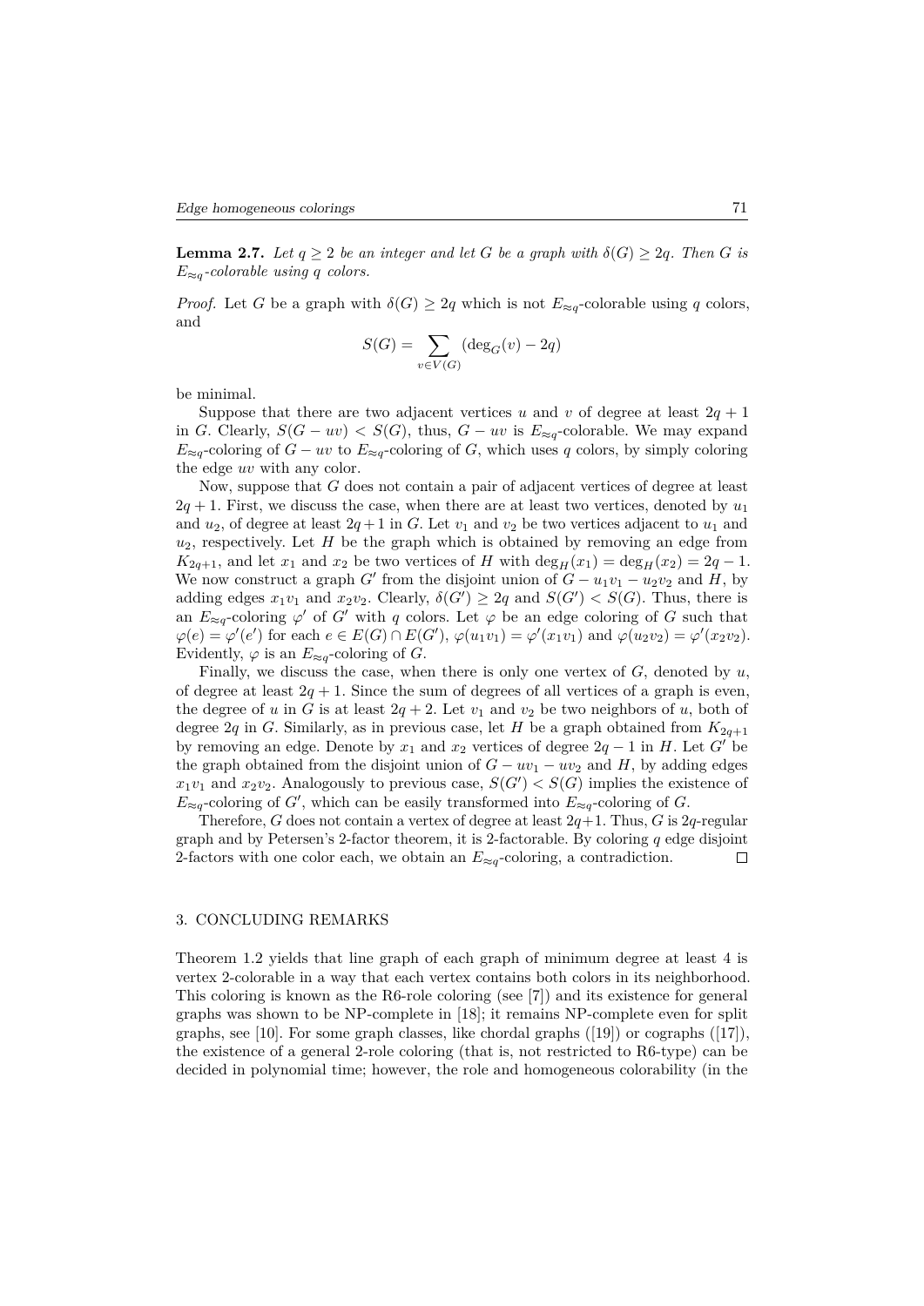**Lemma 2.7.** *Let $q \geq 2$ be an integer and let $G$ be a graph with $\delta(G) \geq 2q$. Then $G$ is $E_{\approx q}$-colorable using $q$ colors.*

*Proof.* Let $G$ be a graph with $\delta(G) \geq 2q$ which is not $E_{\approx q}$-colorable using $q$ colors, and

$$S(G) = \sum_{v \in V(G)} (\deg_G(v) - 2q)$$

be minimal.

Suppose that there are two adjacent vertices $u$ and $v$ of degree at least $2q+1$ in $G$. Clearly, $S(G - uv) < S(G)$, thus, $G - uv$ is $E_{\approx q}$-colorable. We may expand $E_{\approx q}$-coloring of $G - uv$ to $E_{\approx q}$-coloring of $G$, which uses $q$ colors, by simply coloring the edge $uv$ with any color.

Now, suppose that $G$ does not contain a pair of adjacent vertices of degree at least $2q+1$. First, we discuss the case, when there are at least two vertices, denoted by $u_1$ and $u_2$, of degree at least $2q+1$ in $G$. Let $v_1$ and $v_2$ be two vertices adjacent to $u_1$ and $u_2$, respectively. Let $H$ be the graph which is obtained by removing an edge from $K_{2q+1}$, and let $x_1$ and $x_2$ be two vertices of $H$ with $\deg_H(x_1) = \deg_H(x_2) = 2q - 1$. We now construct a graph $G'$ from the disjoint union of $G - u_1v_1 - u_2v_2$ and $H$, by adding edges $x_1v_1$ and $x_2v_2$. Clearly, $\delta(G') \geq 2q$ and $S(G') < S(G)$. Thus, there is an $E_{\approx q}$-coloring $\varphi'$ of $G'$ with $q$ colors. Let $\varphi$ be an edge coloring of $G$ such that $\varphi(e) = \varphi'(e')$ for each $e \in E(G) \cap E(G')$, $\varphi(u_1v_1) = \varphi'(x_1v_1)$ and $\varphi(u_2v_2) = \varphi'(x_2v_2)$. Evidently, $\varphi$ is an $E_{\approx q}$-coloring of $G$.

Finally, we discuss the case, when there is only one vertex of $G$, denoted by $u$, of degree at least $2q+1$. Since the sum of degrees of all vertices of a graph is even, the degree of $u$ in $G$ is at least $2q+2$. Let $v_1$ and $v_2$ be two neighbors of $u$, both of degree $2q$ in $G$. Similarly, as in previous case, let $H$ be a graph obtained from $K_{2q+1}$ by removing an edge. Denote by $x_1$ and $x_2$ vertices of degree $2q-1$ in $H$. Let $G'$ be the graph obtained from the disjoint union of $G - uv_1 - uv_2$ and $H$, by adding edges $x_1v_1$ and $x_2v_2$. Analogously to previous case, $S(G') < S(G)$ implies the existence of $E_{\approx q}$-coloring of $G'$, which can be easily transformed into $E_{\approx q}$-coloring of $G$.

Therefore, $G$ does not contain a vertex of degree at least $2q+1$. Thus, $G$ is $2q$-regular graph and by Petersen's 2-factor theorem, it is 2-factorable. By coloring $q$ edge disjoint 2-factors with one color each, we obtain an $E_{\approx q}$-coloring, a contradiction. $\square$

## 3. CONCLUDING REMARKS

Theorem 1.2 yields that line graph of each graph of minimum degree at least 4 is vertex 2-colorable in a way that each vertex contains both colors in its neighborhood. This coloring is known as the R6-role coloring (see [7]) and its existence for general graphs was shown to be NP-complete in [18]; it remains NP-complete even for split graphs, see [10]. For some graph classes, like chordal graphs ([19]) or cographs ([17]), the existence of a general 2-role coloring (that is, not restricted to R6-type) can be decided in polynomial time; however, the role and homogeneous colorability (in the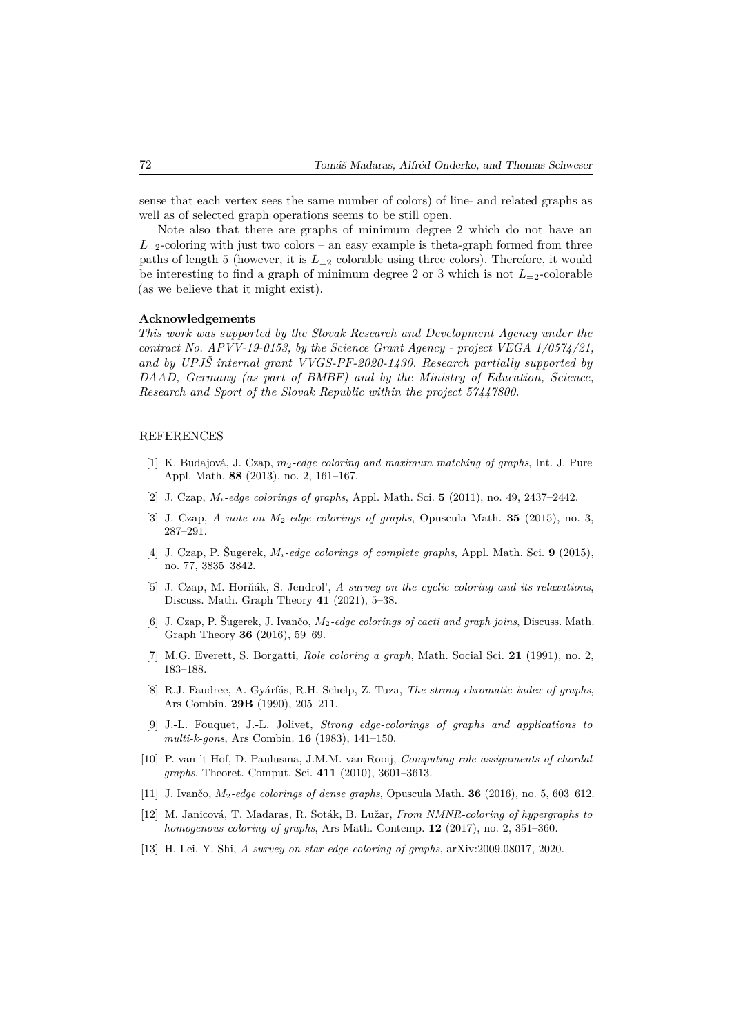sense that each vertex sees the same number of colors) of line- and related graphs as well as of selected graph operations seems to be still open.

Note also that there are graphs of minimum degree 2 which do not have an $L_{=2}$-coloring with just two colors – an easy example is theta-graph formed from three paths of length 5 (however, it is $L_{=2}$ colorable using three colors). Therefore, it would be interesting to find a graph of minimum degree 2 or 3 which is not $L_{=2}$-colorable (as we believe that it might exist).

### Acknowledgements

*This work was supported by the Slovak Research and Development Agency under the contract No. APVV-19-0153, by the Science Grant Agency - project VEGA 1/0574/21, and by UPJŠ internal grant VVGS-PF-2020-1430. Research partially supported by DAAD, Germany (as part of BMBF) and by the Ministry of Education, Science, Research and Sport of the Slovak Republic within the project 57447800.*

## REFERENCES

[1] K. Budajová, J. Czap, *$m_2$-edge coloring and maximum matching of graphs*, Int. J. Pure Appl. Math. **88** (2013), no. 2, 161–167.

[2] J. Czap, *$M_i$-edge colorings of graphs*, Appl. Math. Sci. **5** (2011), no. 49, 2437–2442.

[3] J. Czap, *A note on $M_2$-edge colorings of graphs*, Opuscula Math. **35** (2015), no. 3, 287–291.

[4] J. Czap, P. Šugerek, *$M_i$-edge colorings of complete graphs*, Appl. Math. Sci. **9** (2015), no. 77, 3835–3842.

[5] J. Czap, M. Horňák, S. Jendrol', *A survey on the cyclic coloring and its relaxations*, Discuss. Math. Graph Theory **41** (2021), 5–38.

[6] J. Czap, P. Šugerek, J. Ivančo, *$M_2$-edge colorings of cacti and graph joins*, Discuss. Math. Graph Theory **36** (2016), 59–69.

[7] M.G. Everett, S. Borgatti, *Role coloring a graph*, Math. Social Sci. **21** (1991), no. 2, 183–188.

[8] R.J. Faudree, A. Gyárfás, R.H. Schelp, Z. Tuza, *The strong chromatic index of graphs*, Ars Combin. **29B** (1990), 205–211.

[9] J.-L. Fouquet, J.-L. Jolivet, *Strong edge-colorings of graphs and applications to multi-k-gons*, Ars Combin. **16** (1983), 141–150.

[10] P. van 't Hof, D. Paulusma, J.M.M. van Rooij, *Computing role assignments of chordal graphs*, Theoret. Comput. Sci. **411** (2010), 3601–3613.

[11] J. Ivančo, *$M_2$-edge colorings of dense graphs*, Opuscula Math. **36** (2016), no. 5, 603–612.

[12] M. Janicová, T. Madaras, R. Soták, B. Lužar, *From NMNR-coloring of hypergraphs to homogenous coloring of graphs*, Ars Math. Contemp. **12** (2017), no. 2, 351–360.

[13] H. Lei, Y. Shi, *A survey on star edge-coloring of graphs*, arXiv:2009.08017, 2020.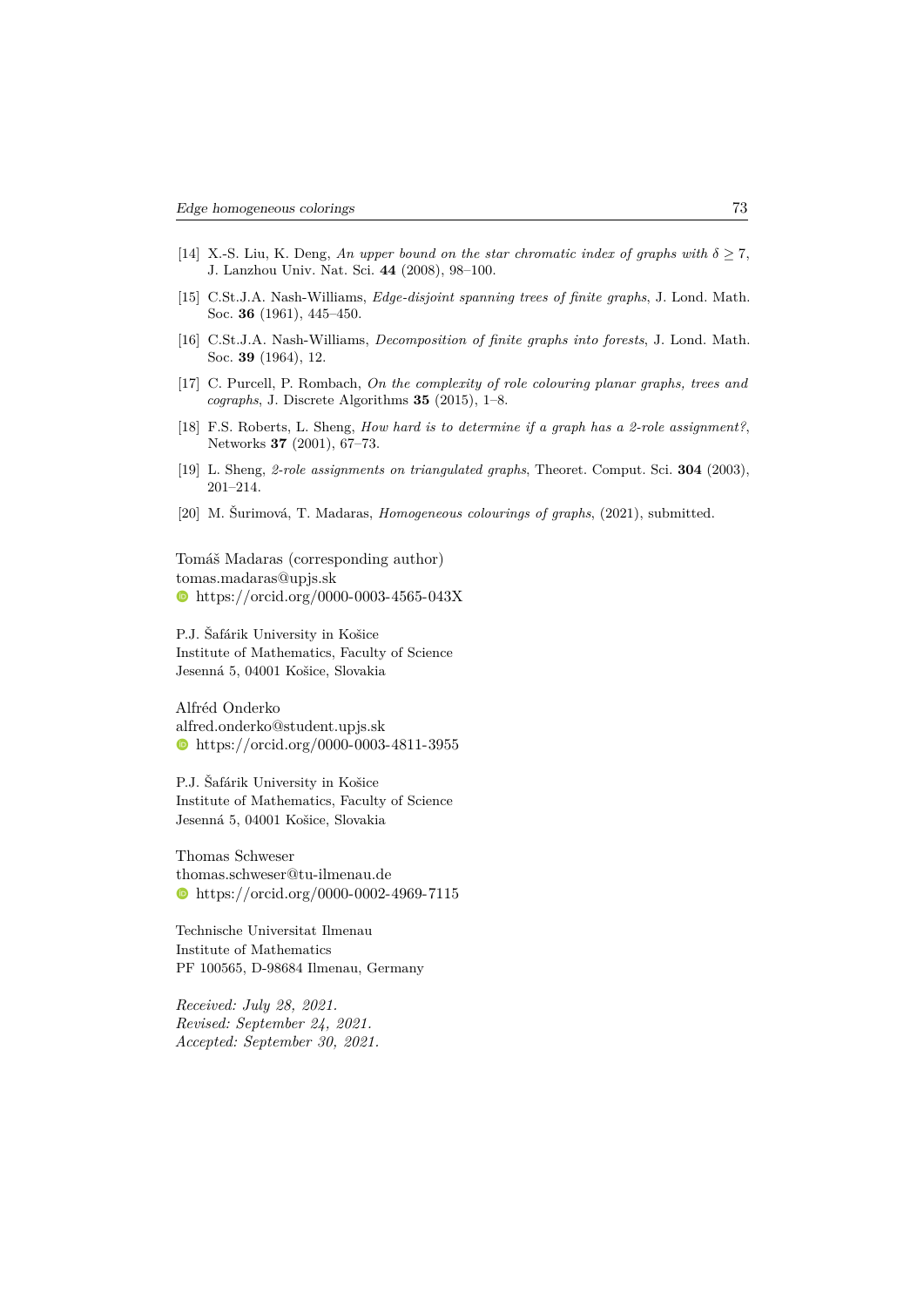[14] X.-S. Liu, K. Deng, *An upper bound on the star chromatic index of graphs with* $\delta \geq 7$, J. Lanzhou Univ. Nat. Sci. **44** (2008), 98–100.

[15] C.St.J.A. Nash-Williams, *Edge-disjoint spanning trees of finite graphs*, J. Lond. Math. Soc. **36** (1961), 445–450.

[16] C.St.J.A. Nash-Williams, *Decomposition of finite graphs into forests*, J. Lond. Math. Soc. **39** (1964), 12.

[17] C. Purcell, P. Rombach, *On the complexity of role colouring planar graphs, trees and cographs*, J. Discrete Algorithms **35** (2015), 1–8.

[18] F.S. Roberts, L. Sheng, *How hard is to determine if a graph has a 2-role assignment?*, Networks **37** (2001), 67–73.

[19] L. Sheng, *2-role assignments on triangulated graphs*, Theoret. Comput. Sci. **304** (2003), 201–214.

[20] M. Šurimová, T. Madaras, *Homogeneous colourings of graphs*, (2021), submitted.

Tomáš Madaras (corresponding author)
tomas.madaras@upjs.sk
https://orcid.org/0000-0003-4565-043X

P.J. Šafárik University in Košice
Institute of Mathematics, Faculty of Science
Jesenná 5, 04001 Košice, Slovakia

Alfréd Onderko
alfred.onderko@student.upjs.sk
https://orcid.org/0000-0003-4811-3955

P.J. Šafárik University in Košice
Institute of Mathematics, Faculty of Science
Jesenná 5, 04001 Košice, Slovakia

Thomas Schweser
thomas.schweser@tu-ilmenau.de
https://orcid.org/0000-0002-4969-7115

Technische Universitat Ilmenau
Institute of Mathematics
PF 100565, D-98684 Ilmenau, Germany

*Received: July 28, 2021.*
*Revised: September 24, 2021.*
*Accepted: September 30, 2021.*